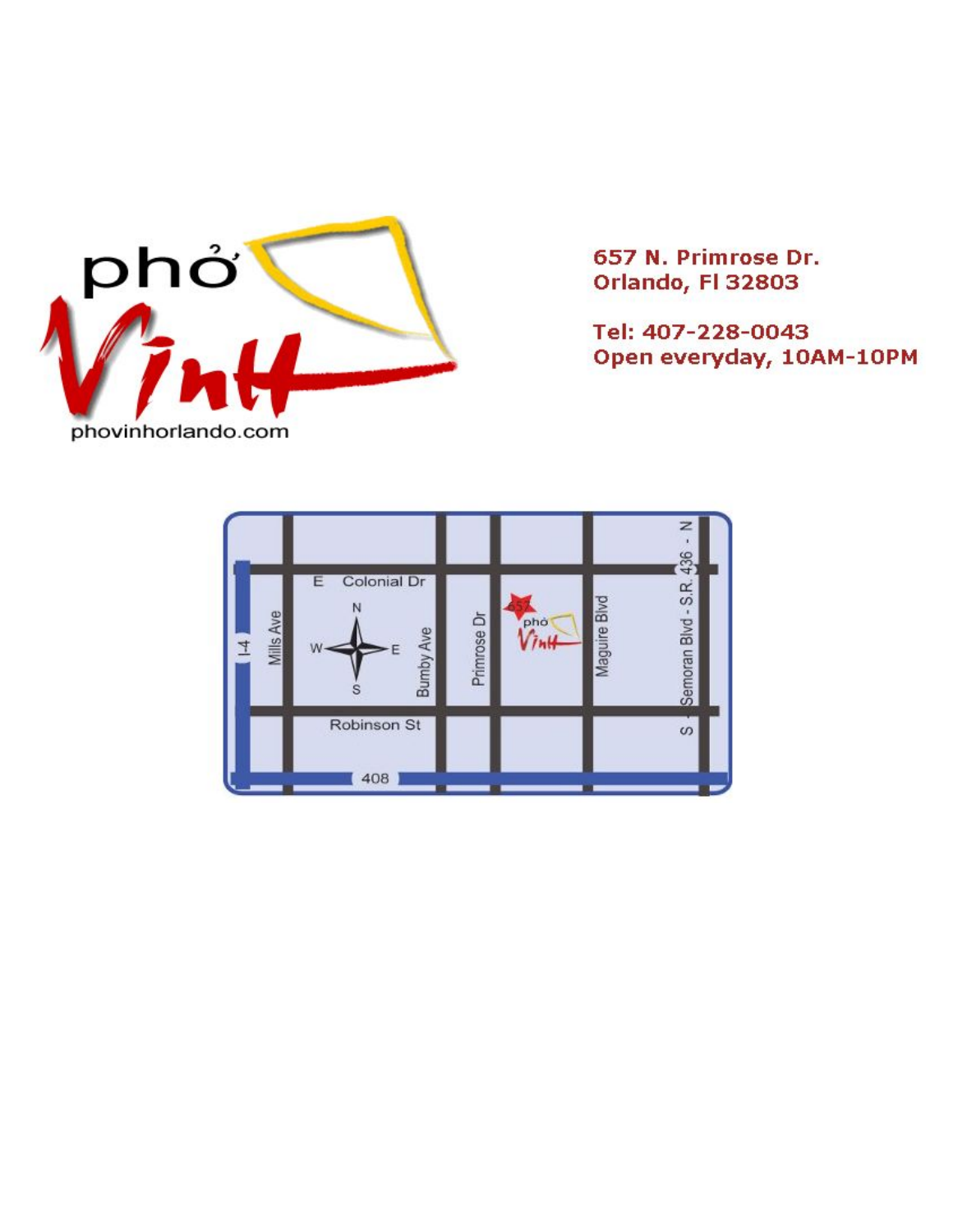# phở Vinh

phovinhorlando.com

657 N. Primrose Dr.
Orlando, Fl 32803

Tel: 407-228-0043
Open everyday, 10AM-10PM

E Colonial Dr

Robinson St

I-4

Mills Ave

Bumby Ave

Primrose Dr

Maguire Blvd

S - Semoran Blvd - S.R. 436 - N

408

657

phở Vinh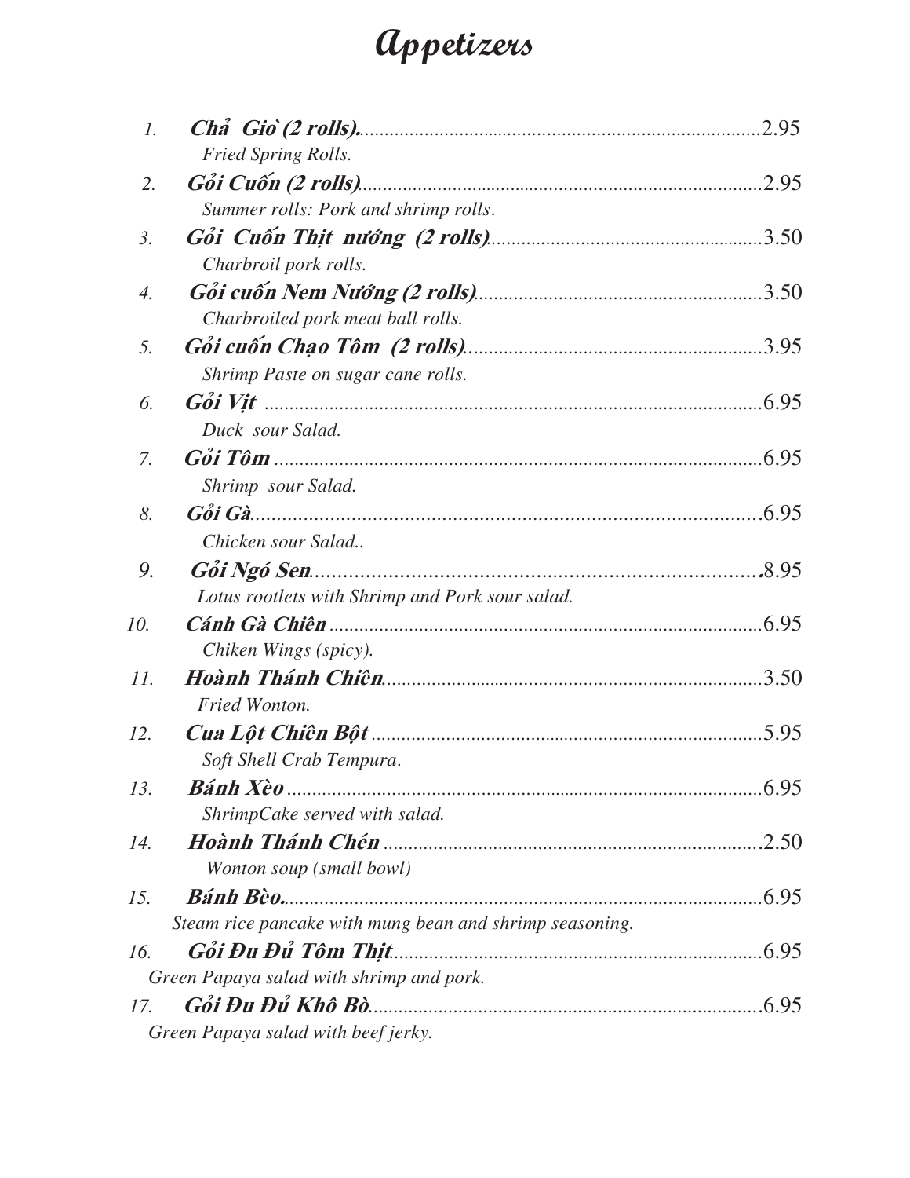# Appetizers

1. ***Chả Giò (2 rolls)***........................................2.95
   *Fried Spring Rolls.*
2. ***Gỏi Cuốn (2 rolls)***........................................2.95
   *Summer rolls: Pork and shrimp rolls.*
3. ***Gỏi Cuốn Thịt nướng (2 rolls)***........................................3.50
   *Charbroil pork rolls.*
4. ***Gỏi cuốn Nem Nướng (2 rolls)***........................................3.50
   *Charbroiled pork meat ball rolls.*
5. ***Gỏi cuốn Chạo Tôm (2 rolls)***........................................3.95
   *Shrimp Paste on sugar cane rolls.*
6. ***Gỏi Vịt***........................................6.95
   *Duck sour Salad.*
7. ***Gỏi Tôm***........................................6.95
   *Shrimp sour Salad.*
8. ***Gỏi Gà***........................................6.95
   *Chicken sour Salad..*
9. ***Gỏi Ngó Sen***........................................8.95
   *Lotus rootlets with Shrimp and Pork sour salad.*
10. ***Cánh Gà Chiên***........................................6.95
    *Chiken Wings (spicy).*
11. ***Hoành Thánh Chiên***........................................3.50
    *Fried Wonton.*
12. ***Cua Lột Chiên Bột***........................................5.95
    *Soft Shell Crab Tempura.*
13. ***Bánh Xèo***........................................6.95
    *ShrimpCake served with salad.*
14. ***Hoành Thánh Chén***........................................2.50
    *Wonton soup (small bowl)*
15. ***Bánh Bèo.***........................................6.95
    *Steam rice pancake with mung bean and shrimp seasoning.*
16. ***Gỏi Đu Đủ Tôm Thịt***........................................6.95
    *Green Papaya salad with shrimp and pork.*
17. ***Gỏi Đu Đủ Khô Bò***........................................6.95
    *Green Papaya salad with beef jerky.*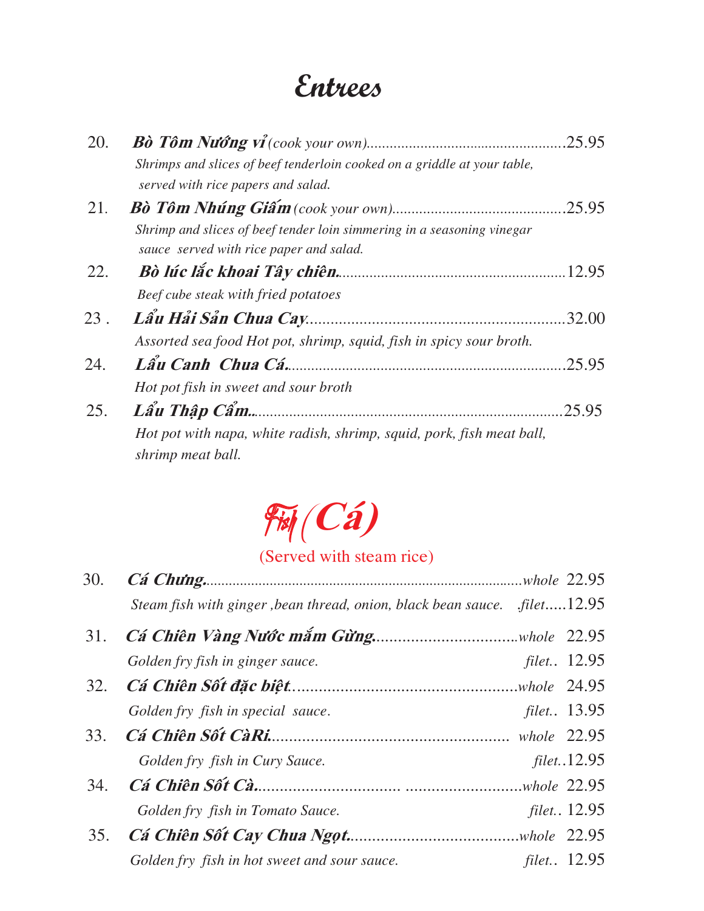# Entrees

20. ***Bò Tôm Nướng vỉ*** *(cook your own)*....................................................25.95
*Shrimps and slices of beef tenderloin cooked on a griddle at your table, served with rice papers and salad.*

21. ***Bò Tôm Nhúng Giấm*** *(cook your own)*............................................25.95
*Shrimp and slices of beef tender loin simmering in a seasoning vinegar sauce served with rice paper and salad.*

22. ***Bò lúc lắc khoai Tây chiên***..........................................................12.95
*Beef cube steak with fried potatoes*

23 . ***Lẩu Hải Sản Chua Cay***..............................................................32.00
*Assorted sea food Hot pot, shrimp, squid, fish in spicy sour broth.*

24. ***Lẩu Canh Chua Cá***......................................................................25.95
*Hot pot fish in sweet and sour broth*

25. ***Lẩu Thập Cẩm***..............................................................................25.95
*Hot pot with napa, white radish, shrimp, squid, pork, fish meat ball, shrimp meat ball.*

# Fish (Cá)

(Served with steam rice)

30. ***Cá Chưng***....................................................................................*whole* 22.95
*Steam fish with ginger ,bean thread, onion, black bean sauce.* .*filet*.....12.95

31. ***Cá Chiên Vàng Nước mắm Gừng***.................................*whole* 22.95
*Golden fry fish in ginger sauce.* *filet..* 12.95

32. ***Cá Chiên Sốt đặc biệt***.....................................................*whole* 24.95
*Golden fry fish in special sauce.* *filet..* 13.95

33. ***Cá Chiên Sốt CàRi***........................................................ *whole* 22.95
*Golden fry fish in Cury Sauce.* *filet..*12.95

34. ***Cá Chiên Sốt Cà***................................ ...........................*whole* 22.95
*Golden fry fish in Tomato Sauce.* *filet..* 12.95

35. ***Cá Chiên Sốt Cay Chua Ngọt***......................................*whole* 22.95
*Golden fry fish in hot sweet and sour sauce.* *filet..* 12.95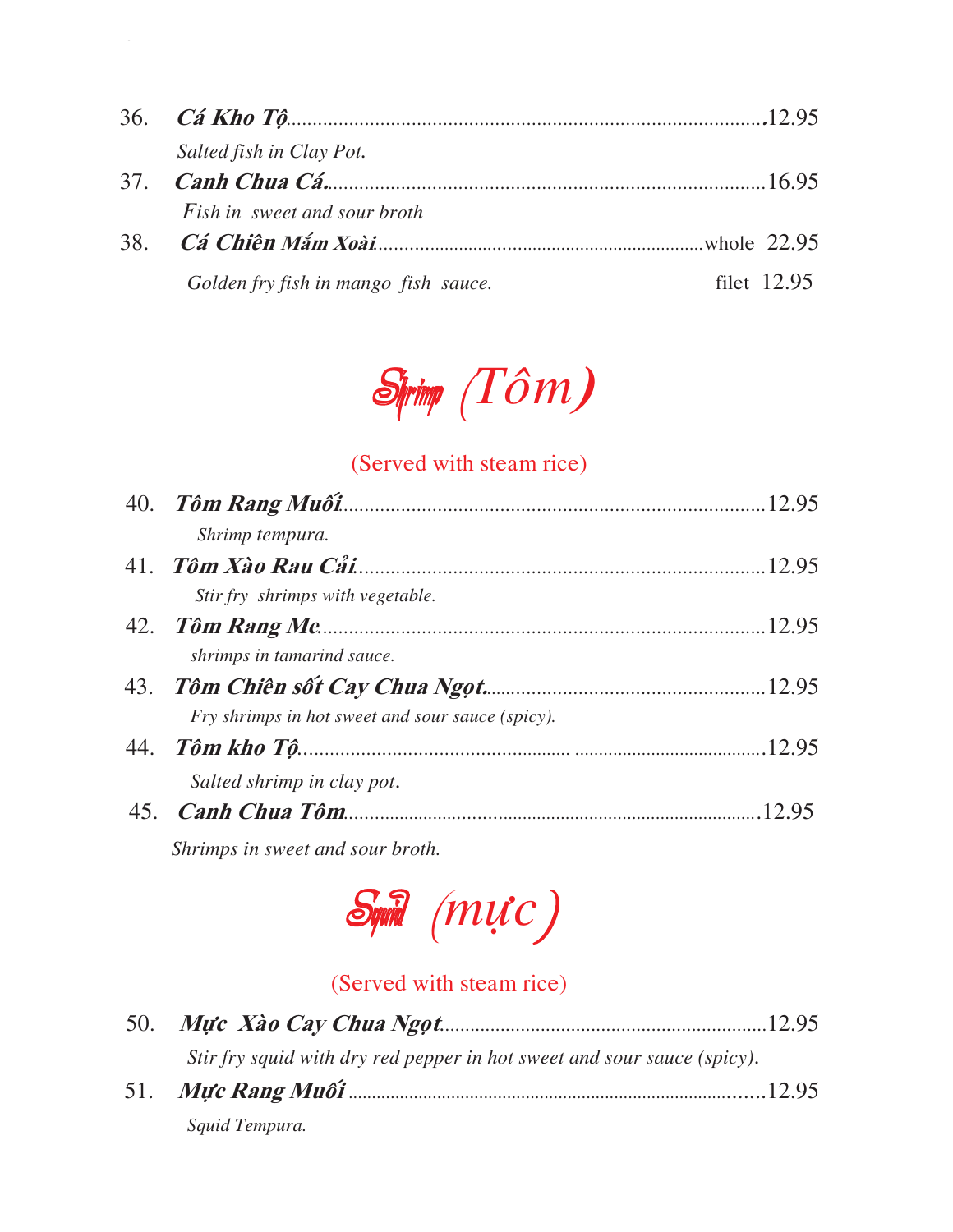36. ***Cá Kho Tộ***.........................................................................................12.95

*Salted fish in Clay Pot.*

37. ***Canh Chua Cá.***.....................................................................................16.95

*Fish in sweet and sour broth*

38. ***Cá Chiên Mắm Xoài***.......................................................................whole 22.95

*Golden fry fish in mango fish sauce.* filet 12.95

## Shrimp (Tôm)

(Served with steam rice)

40. ***Tôm Rang Muối***.....................................................................................12.95

*Shrimp tempura.*

41. ***Tôm Xào Rau Cải***.................................................................................12.95

*Stir fry shrimps with vegetable.*

42. ***Tôm Rang Me***.........................................................................................12.95

*shrimps in tamarind sauce.*

43. ***Tôm Chiên sốt Cay Chua Ngọt.***.......................................................12.95

*Fry shrimps in hot sweet and sour sauce (spicy).*

44. ***Tôm kho Tộ.***........................................................................................12.95

*Salted shrimp in clay pot.*

45. ***Canh Chua Tôm***....................................................................................12.95

*Shrimps in sweet and sour broth.*

## Squid (mực)

(Served with steam rice)

50. ***Mực Xào Cay Chua Ngọt***...................................................................12.95

*Stir fry squid with dry red pepper in hot sweet and sour sauce (spicy).*

51. ***Mực Rang Muối***....................................................................................12.95

*Squid Tempura.*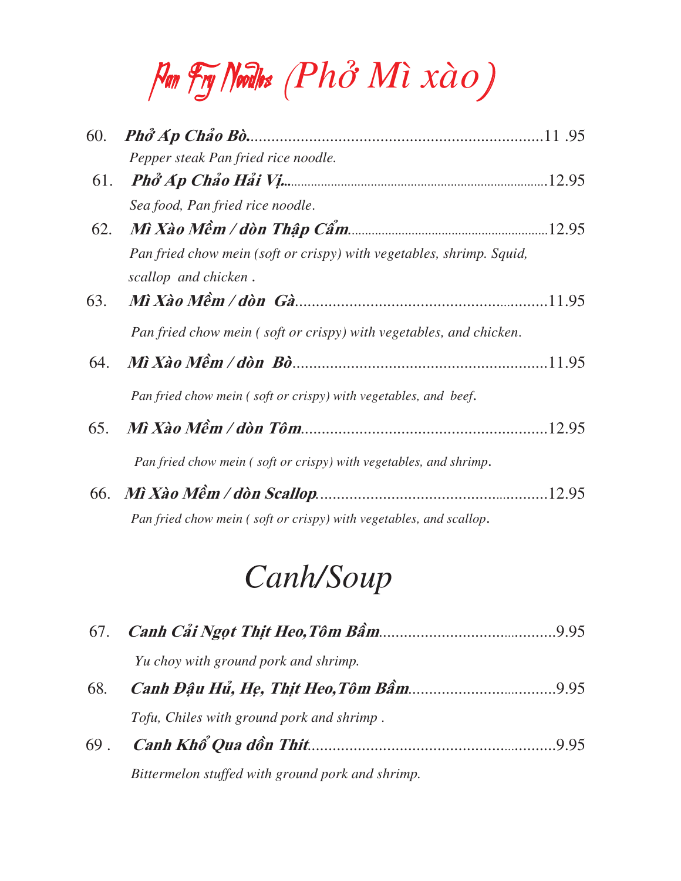# Pan Fry Noodles (Phở Mì xào)

60. ***Phở Áp Chảo Bò***......................................................................11 .95

*Pepper steak Pan fried rice noodle.*

61. ***Phở Áp Chảo Hải Vị***..............................................................................12.95

*Sea food, Pan fried rice noodle.*

62. ***Mì Xào Mềm / dòn Thập Cẩm***..........................................................12.95

*Pan fried chow mein (soft or crispy) with vegetables, shrimp. Squid, scallop and chicken .*

63. ***Mì Xào Mềm / dòn Gà***.............................................................11.95

*Pan fried chow mein ( soft or crispy) with vegetables, and chicken.*

64. ***Mì Xào Mềm / dòn Bò***.............................................................11.95

*Pan fried chow mein ( soft or crispy) with vegetables, and beef.*

65. ***Mì Xào Mềm / dòn Tôm***..........................................................12.95

*Pan fried chow mein ( soft or crispy) with vegetables, and shrimp.*

66. ***Mì Xào Mềm / dòn Scallop***.......................................................12.95

*Pan fried chow mein ( soft or crispy) with vegetables, and scallop.*

# Canh/Soup

67. ***Canh Cải Ngọt Thịt Heo,Tôm Bầm***...........................................9.95

*Yu choy with ground pork and shrimp.*

68. ***Canh Đậu Hủ, Hẹ, Thịt Heo,Tôm Bầm***....................................9.95

*Tofu, Chiles with ground pork and shrimp .*

69 . ***Canh Khổ Qua dồn Thit***............................................................9.95

*Bittermelon stuffed with ground pork and shrimp.*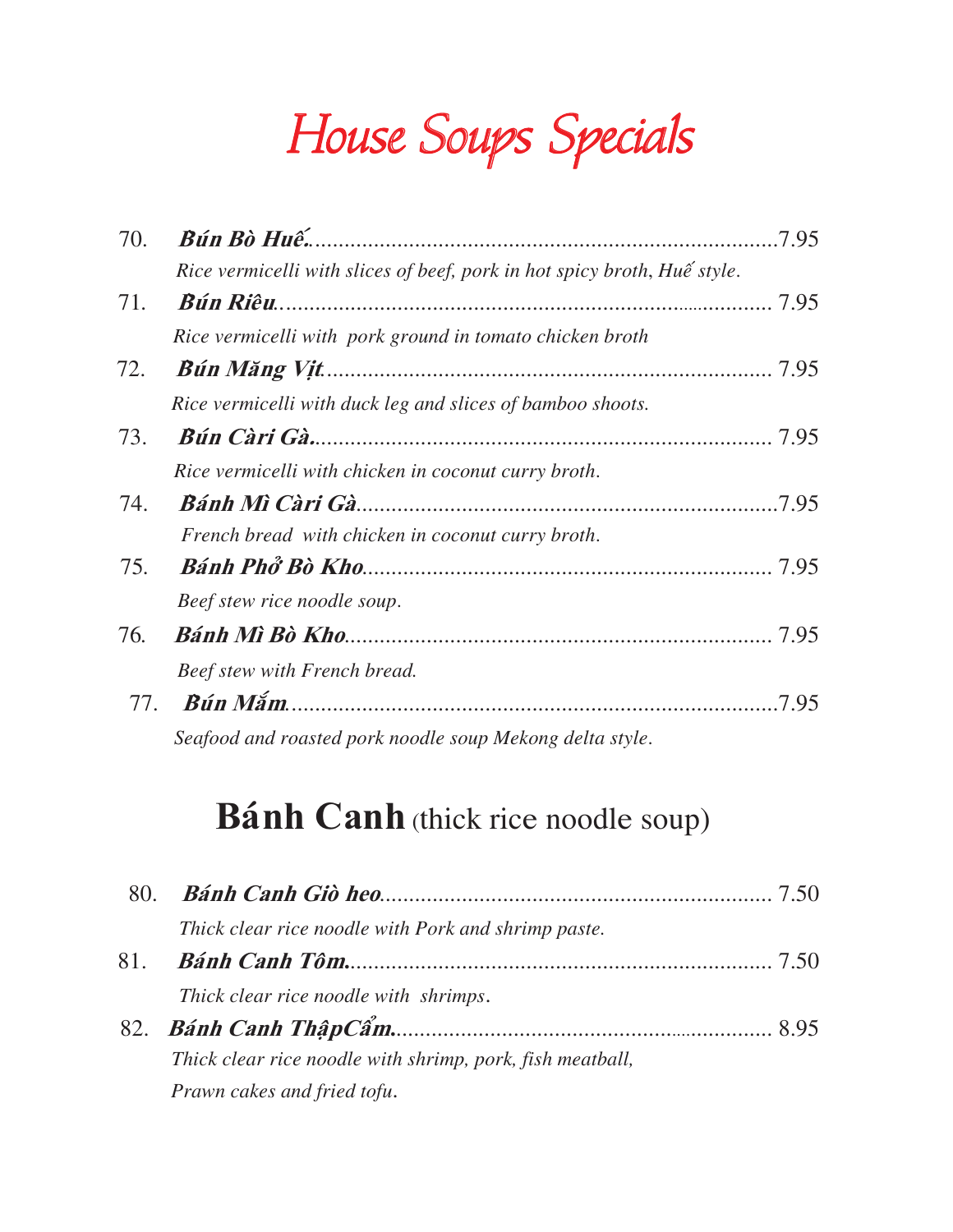# House Soups Specials

70. ***Bún Bò Huế*** ........................................................................ 7.95
*Rice vermicelli with slices of beef, pork in hot spicy broth, Huế style.*

71. ***Bún Riêu*** ........................................................................ 7.95
*Rice vermicelli with pork ground in tomato chicken broth*

72. ***Bún Măng Vịt*** ........................................................................ 7.95
*Rice vermicelli with duck leg and slices of bamboo shoots.*

73. ***Bún Cà ri Gà*** ........................................................................ 7.95
*Rice vermicelli with chicken in coconut curry broth.*

74. ***Bánh Mì Cà ri Gà*** ........................................................................ 7.95
*French bread with chicken in coconut curry broth.*

75. ***Bánh Phở Bò Kho*** ........................................................................ 7.95
*Beef stew rice noodle soup.*

76. ***Bánh Mì Bò Kho*** ........................................................................ 7.95
*Beef stew with French bread.*

77. ***Bún Mắm*** ........................................................................ 7.95
*Seafood and roasted pork noodle soup Mekong delta style.*

## **Bánh Canh** (thick rice noodle soup)

80. ***Bánh Canh Giò heo*** ........................................................................ 7.50
*Thick clear rice noodle with Pork and shrimp paste.*

81. ***Bánh Canh Tôm*** ........................................................................ 7.50
*Thick clear rice noodle with shrimps.*

82. ***Bánh Canh ThậpCẩm*** ........................................................................ 8.95
*Thick clear rice noodle with shrimp, pork, fish meatball, Prawn cakes and fried tofu.*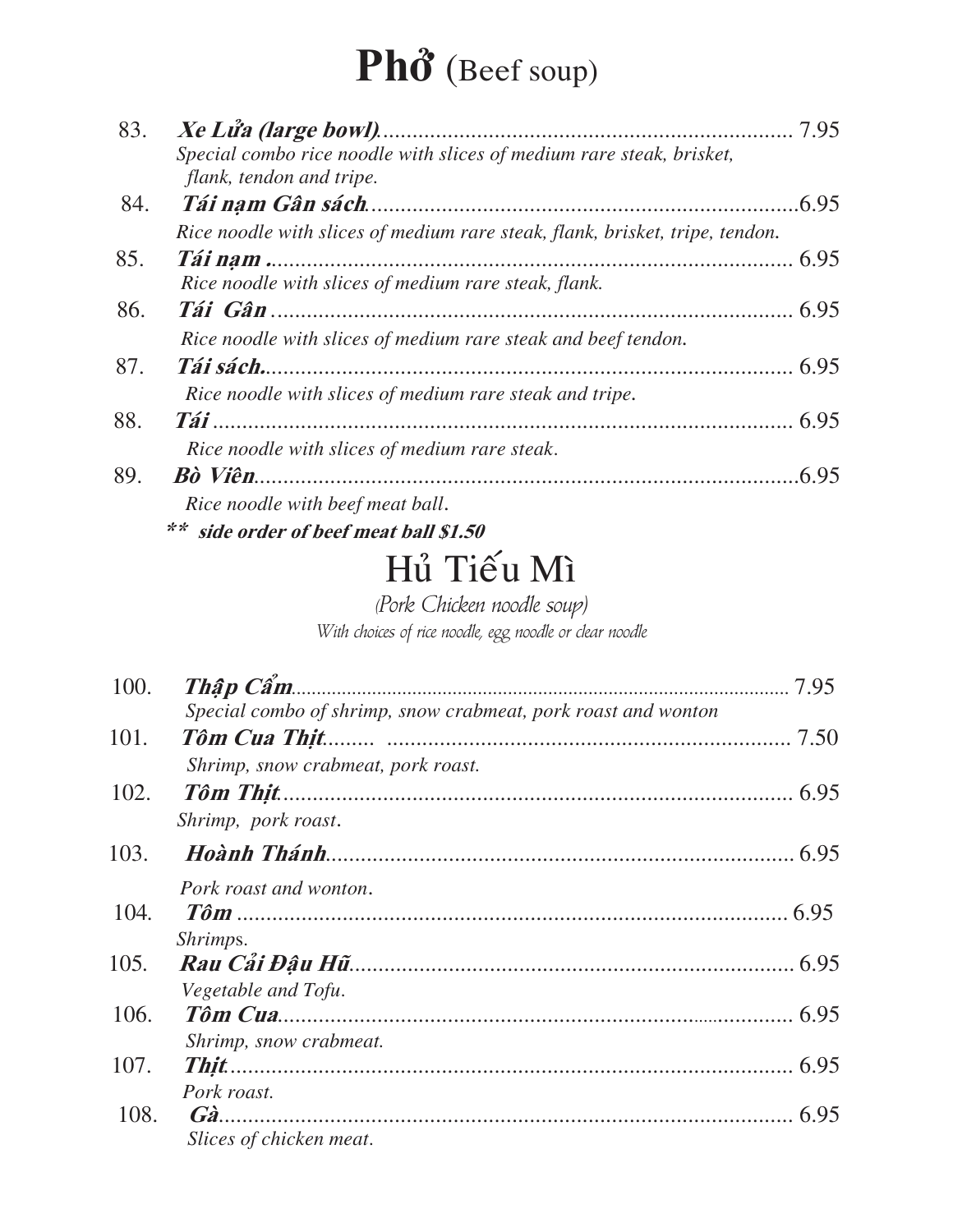# **Phở** (Beef soup)

83. ***Xe Lửa (large bowl)***....................................................................... 7.95
*Special combo rice noodle with slices of medium rare steak, brisket, flank, tendon and tripe.*

84. ***Tái nạm Gân sách***.........................................................................6.95
*Rice noodle with slices of medium rare steak, flank, brisket, tripe, tendon.*

85. ***Tái nạm*** ......................................................................................... 6.95
*Rice noodle with slices of medium rare steak, flank.*

86. ***Tái Gân*** ........................................................................................ 6.95
*Rice noodle with slices of medium rare steak and beef tendon.*

87. ***Tái sách***........................................................................................... 6.95
*Rice noodle with slices of medium rare steak and tripe.*

88. ***Tái*** .................................................................................................. 6.95
*Rice noodle with slices of medium rare steak.*

89. ***Bò Viên***.............................................................................................6.95
*Rice noodle with beef meat ball.*

***** side order of beef meat ball $1.50***

## Hủ Tiếu Mì

*(Pork Chicken noodle soup)*

*With choices of rice noodle, egg noodle or clear noodle*

100. ***Thập Cẩm***................................................................................................. 7.95
*Special combo of shrimp, snow crabmeat, pork roast and wonton*

101. ***Tôm Cua Thịt***........ ...................................................................... 7.50
*Shrimp, snow crabmeat, pork roast.*

102. ***Tôm Thịt***....................................................................................... 6.95
*Shrimp, pork roast.*

103. ***Hoành Thánh***................................................................................ 6.95
*Pork roast and wonton.*

104. ***Tôm*** ............................................................................................... 6.95
*Shrimps.*

105. ***Rau Cải Đậu Hũ***........................................................................... 6.95
*Vegetable and Tofu.*

106. ***Tôm Cua***....................................................................................... 6.95
*Shrimp, snow crabmeat.*

107. ***Thịt***.................................................................................................. 6.95
*Pork roast.*

108. ***Gà***.................................................................................................... 6.95
*Slices of chicken meat.*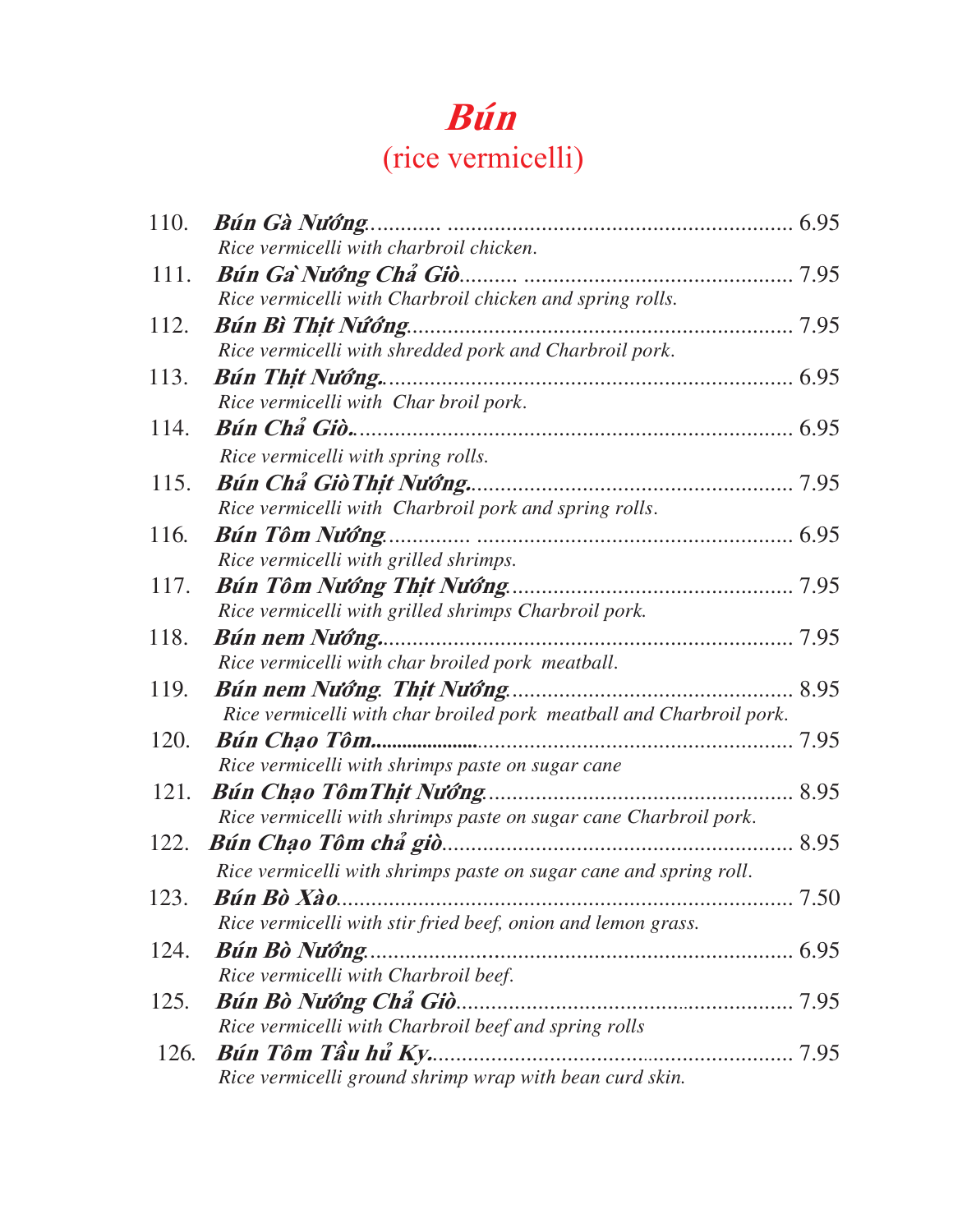# *Bún*
## (rice vermicelli)

110. ***Bún Gà Nướng*** ............................................................. 6.95
*Rice vermicelli with charbroil chicken.*

111. ***Bún Gà Nướng Chả Giò*** ...................................................... 7.95
*Rice vermicelli with Charbroil chicken and spring rolls.*

112. ***Bún Bì Thịt Nướng*** ........................................................... 7.95
*Rice vermicelli with shredded pork and Charbroil pork.*

113. ***Bún Thịt Nướng.*** .............................................................. 6.95
*Rice vermicelli with Char broil pork.*

114. ***Bún Chả Giò.*** ................................................................... 6.95
*Rice vermicelli with spring rolls.*

115. ***Bún Chả Giò Thịt Nướng.*** ................................................. 7.95
*Rice vermicelli with Charbroil pork and spring rolls.*

116. ***Bún Tôm Nướng*** ............................................................... 6.95
*Rice vermicelli with grilled shrimps.*

117. ***Bún Tôm Nướng Thịt Nướng*** ............................................... 7.95
*Rice vermicelli with grilled shrimps Charbroil pork.*

118. ***Bún nem Nướng.*** .............................................................. 7.95
*Rice vermicelli with char broiled pork meatball.*

119. ***Bún nem Nướng. Thịt Nướng*** ............................................... 8.95
*Rice vermicelli with char broiled pork meatball and Charbroil pork.*

120. ***Bún Chạo Tôm.*** ................................................................ 7.95
*Rice vermicelli with shrimps paste on sugar cane*

121. ***Bún Chạo Tôm Thịt Nướng*** ................................................. 8.95
*Rice vermicelli with shrimps paste on sugar cane Charbroil pork.*

122. ***Bún Chạo Tôm chả giò*** ........................................................ 8.95
*Rice vermicelli with shrimps paste on sugar cane and spring roll.*

123. ***Bún Bò Xào*** ..................................................................... 7.50
*Rice vermicelli with stir fried beef, onion and lemon grass.*

124. ***Bún Bò Nướng*** ................................................................. 6.95
*Rice vermicelli with Charbroil beef.*

125. ***Bún Bò Nướng Chả Giò*** ...................................................... 7.95
*Rice vermicelli with Charbroil beef and spring rolls*

126. ***Bún Tôm Tầu hủ Ky.*** ........................................................... 7.95
*Rice vermicelli ground shrimp wrap with bean curd skin.*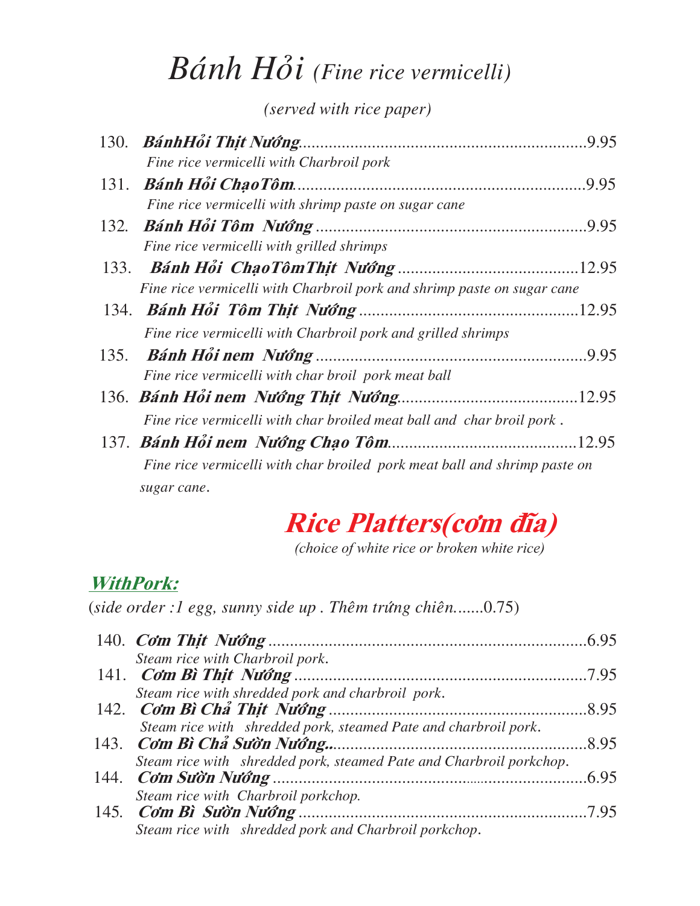# *Bánh Hỏi* *(Fine rice vermicelli)*

*(served with rice paper)*

130. ***BánhHỏi Thịt Nướng***.....9.95
*Fine rice vermicelli with Charbroil pork*

131. ***Bánh Hỏi ChạoTôm***.....9.95
*Fine rice vermicelli with shrimp paste on sugar cane*

132. ***Bánh Hỏi Tôm Nướng*** .....9.95
*Fine rice vermicelli with grilled shrimps*

133. ***Bánh Hỏi ChạoTômThịt Nướng*** .....12.95
*Fine rice vermicelli with Charbroil pork and shrimp paste on sugar cane*

134. ***Bánh Hỏi Tôm Thịt Nướng*** .....12.95
*Fine rice vermicelli with Charbroil pork and grilled shrimps*

135. ***Bánh Hỏi nem Nướng*** .....9.95
*Fine rice vermicelli with char broil pork meat ball*

136. ***Bánh Hỏi nem Nướng Thịt Nướng***.....12.95
*Fine rice vermicelli with char broiled meat ball and char broil pork .*

137. ***Bánh Hỏi nem Nướng Chạo Tôm***.....12.95
*Fine rice vermicelli with char broiled pork meat ball and shrimp paste on sugar cane.*

## ***Rice Platters(cơm đĩa)***

*(choice of white rice or broken white rice)*

### ***WithPork:***

(*side order :1 egg, sunny side up . Thêm trứng chiên.......*0.75)

140. ***Cơm Thịt Nướng*** .....6.95
*Steam rice with Charbroil pork.*

141. ***Cơm Bì Thịt Nướng*** .....7.95
*Steam rice with shredded pork and charbroil pork.*

142. ***Cơm Bì Chả Thịt Nướng*** .....8.95
*Steam rice with shredded pork, steamed Pate and charbroil pork.*

143. ***Cơm Bì Chả Sườn Nướng..***.....8.95
*Steam rice with shredded pork, steamed Pate and Charbroil porkchop.*

144. ***Cơm Sườn Nướng*** .....6.95
*Steam rice with Charbroil porkchop.*

145. ***Cơm Bì Sườn Nướng*** .....7.95
*Steam rice with shredded pork and Charbroil porkchop.*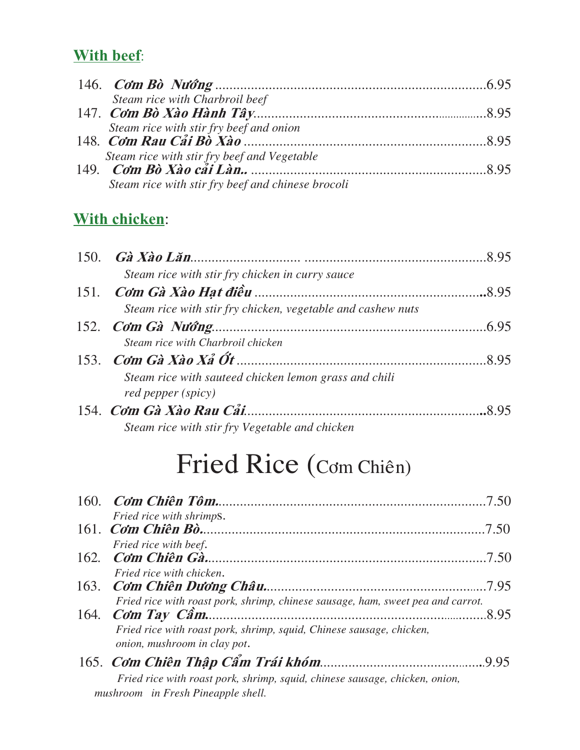## With beef:

146. ***Cơm Bò Nướng*** ............................................................................6.95
*Steam rice with Charbroil beef*
147. ***Cơm Bò Xào Hành Tây***..................................................................8.95
*Steam rice with stir fry beef and onion*
148. ***Cơm Rau Cải Bò Xào*** ....................................................................8.95
*Steam rice with stir fry beef and Vegetable*
149. ***Cơm Bò Xào cải Làn..*** ..................................................................8.95
*Steam rice with stir fry beef and chinese brocoli*

## With chicken:

150. ***Gà Xào Lăn***............................ ..................................................8.95
*Steam rice with stir fry chicken in curry sauce*
151. ***Cơm Gà Xào Hạt điều*** ..................................................................8.95
*Steam rice with stir fry chicken, vegetable and cashew nuts*
152. ***Cơm Gà Nướng***............................................................................6.95
*Steam rice with Charbroil chicken*
153. ***Cơm Gà Xào Xả Ớt*** ......................................................................8.95
*Steam rice with sauteed chicken lemon grass and chili red pepper (spicy)*
154. ***Cơm Gà Xào Rau Cải***...................................................................8.95
*Steam rice with stir fry Vegetable and chicken*

# Fried Rice (Cơm Chiên)

160. ***Cơm Chiên Tôm.***............................................................................7.50
*Fried rice with shrimps.*
161. ***Cơm Chiên Bò.***...............................................................................7.50
*Fried rice with beef.*
162. ***Cơm Chiên Gà.***..............................................................................7.50
*Fried rice with chicken.*
163. ***Cơm Chiên Dương Châu.***...............................................................7.95
*Fried rice with roast pork, shrimp, chinese sausage, ham, sweet pea and carrot.*
164. ***Cơm Tay Cầm.***...............................................................................8.95
*Fried rice with roast pork, shrimp, squid, Chinese sausage, chicken, onion, mushroom in clay pot.*
165. ***Cơm Chiên Thập Cẩm Trái khóm***...............................................9.95
*Fried rice with roast pork, shrimp, squid, chinese sausage, chicken, onion, mushroom in Fresh Pineapple shell.*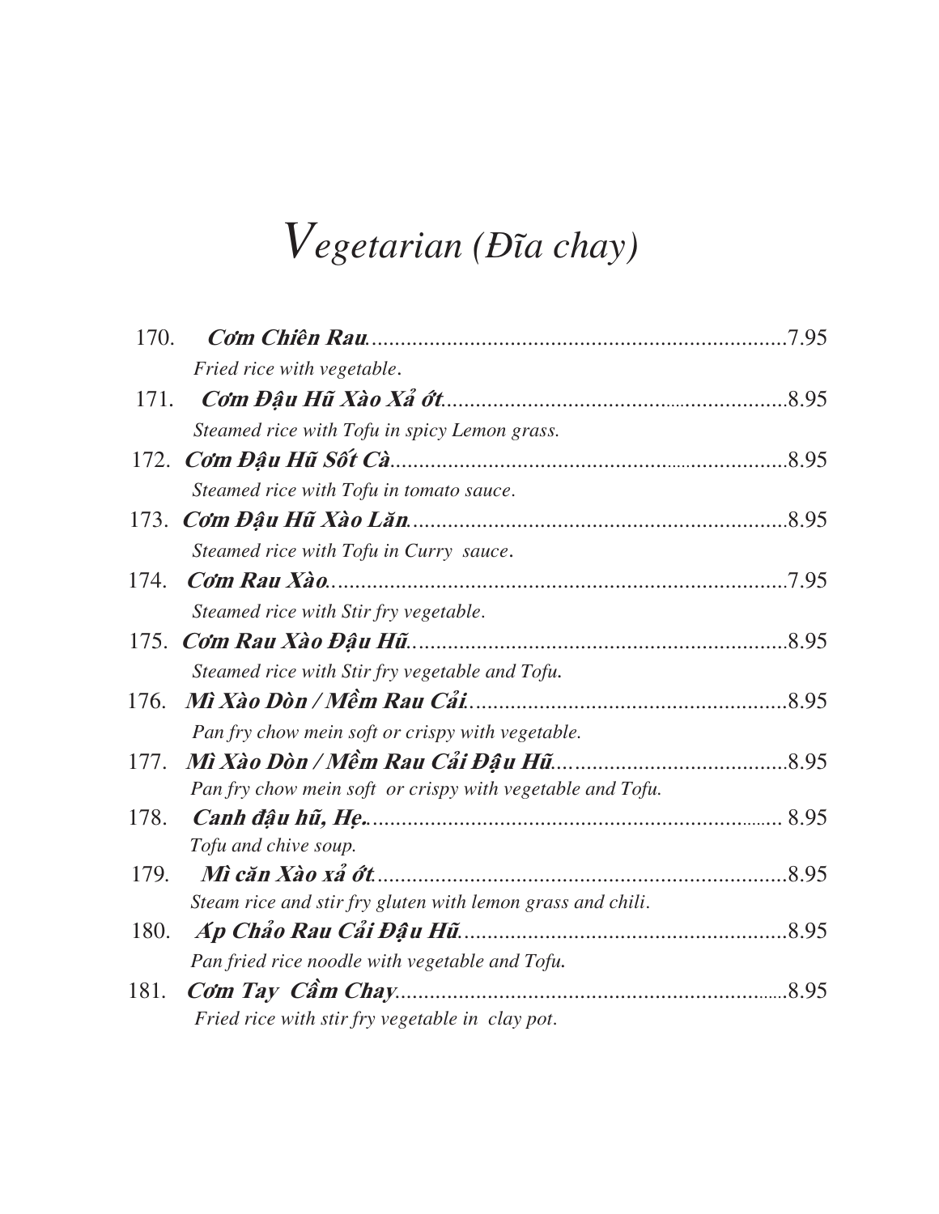# *Vegetarian (Đĩa chay)*

170. ***Cơm Chiên Rau***......7.95
  *Fried rice with vegetable.*
171. ***Cơm Đậu Hũ Xào Xả ớt***......8.95
  *Steamed rice with Tofu in spicy Lemon grass.*
172. ***Cơm Đậu Hũ Sốt Cà***......8.95
  *Steamed rice with Tofu in tomato sauce.*
173. ***Cơm Đậu Hũ Xào Lăn***......8.95
  *Steamed rice with Tofu in Curry sauce.*
174. ***Cơm Rau Xào***......7.95
  *Steamed rice with Stir fry vegetable.*
175. ***Cơm Rau Xào Đậu Hũ***......8.95
  *Steamed rice with Stir fry vegetable and Tofu.*
176. ***Mì Xào Dòn / Mềm Rau Cải***......8.95
  *Pan fry chow mein soft or crispy with vegetable.*
177. ***Mì Xào Dòn / Mềm Rau Cải Đậu Hũ***......8.95
  *Pan fry chow mein soft or crispy with vegetable and Tofu.*
178. ***Canh đậu hũ, Hẹ.***......8.95
  *Tofu and chive soup.*
179. ***Mì căn Xào xả ớt***......8.95
  *Steam rice and stir fry gluten with lemon grass and chili.*
180. ***Áp Chảo Rau Cải Đậu Hũ***......8.95
  *Pan fried rice noodle with vegetable and Tofu.*
181. ***Cơm Tay Cầm Chay***......8.95
  *Fried rice with stir fry vegetable in clay pot.*